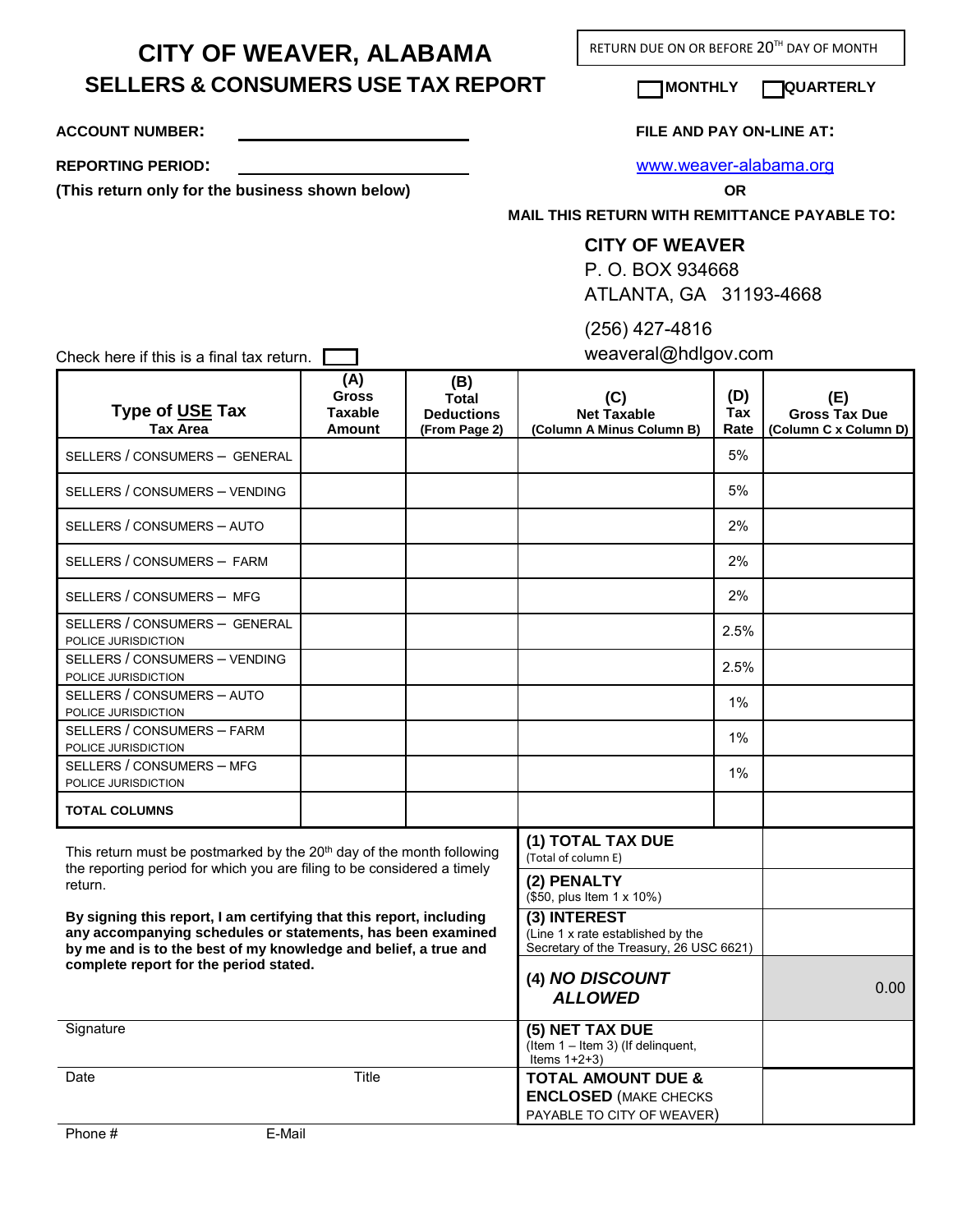# CITY OF WEAVER, ALABAMA

## SELLERS & CONSUMERS USE TAX REPORT

RETURN DUE ON OR BEFORE 20TH DAY OF MONTH

☐ MONTHLY ☐ QUARTERLY

**ACCOUNT NUMBER:** ____________________

**REPORTING PERIOD:** ____________________

**(This return only for the business shown below)**

**FILE AND PAY ON-LINE AT:**

www.weaver-alabama.org

**OR**

**MAIL THIS RETURN WITH REMITTANCE PAYABLE TO:**

**CITY OF WEAVER**
P. O. BOX 934668
ATLANTA, GA 31193-4668

(256) 427-4816
weaveral@hdlgov.com

Check here if this is a final tax return. ☐

| Type of USE Tax<br>Tax Area | (A)<br>Gross Taxable Amount | (B)<br>Total Deductions<br>(From Page 2) | (C)<br>Net Taxable<br>(Column A Minus Column B) | (D)<br>Tax Rate | (E)<br>Gross Tax Due<br>(Column C x Column D) |
|---|---|---|---|---|---|
| SELLERS / CONSUMERS – GENERAL | | | | 5% | |
| SELLERS / CONSUMERS – VENDING | | | | 5% | |
| SELLERS / CONSUMERS – AUTO | | | | 2% | |
| SELLERS / CONSUMERS – FARM | | | | 2% | |
| SELLERS / CONSUMERS – MFG | | | | 2% | |
| SELLERS / CONSUMERS – GENERAL POLICE JURISDICTION | | | | 2.5% | |
| SELLERS / CONSUMERS – VENDING POLICE JURISDICTION | | | | 2.5% | |
| SELLERS / CONSUMERS – AUTO POLICE JURISDICTION | | | | 1% | |
| SELLERS / CONSUMERS – FARM POLICE JURISDICTION | | | | 1% | |
| SELLERS / CONSUMERS – MFG POLICE JURISDICTION | | | | 1% | |
| TOTAL COLUMNS | | | | | |

This return must be postmarked by the 20th day of the month following the reporting period for which you are filing to be considered a timely return.

**By signing this report, I am certifying that this report, including any accompanying schedules or statements, has been examined by me and is to the best of my knowledge and belief, a true and complete report for the period stated.**

| Item | Amount |
|---|---|
| **(1) TOTAL TAX DUE** (Total of column E) | |
| **(2) PENALTY** ($50, plus Item 1 x 10%) | |
| **(3) INTEREST** (Line 1 x rate established by the Secretary of the Treasury, 26 USC 6621) | |
| **(4) *NO DISCOUNT ALLOWED*** | 0.00 |
| **(5) NET TAX DUE** (Item 1 – Item 3) (If delinquent, Items 1+2+3) | |
| **TOTAL AMOUNT DUE & ENCLOSED** (MAKE CHECKS PAYABLE TO CITY OF WEAVER) | |

Signature

Date  Title

Phone #  E-Mail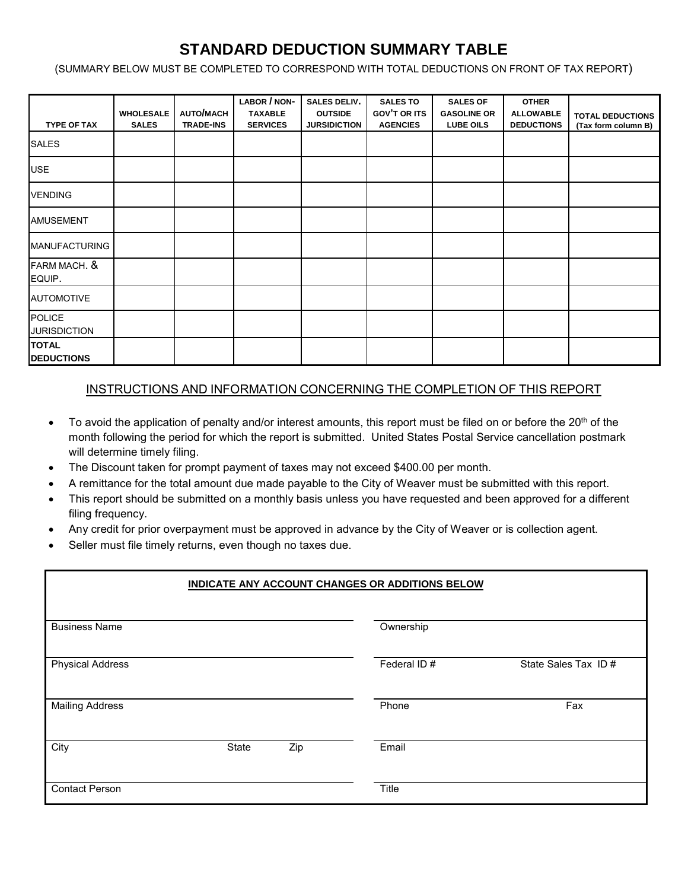# STANDARD DEDUCTION SUMMARY TABLE

(SUMMARY BELOW MUST BE COMPLETED TO CORRESPOND WITH TOTAL DEDUCTIONS ON FRONT OF TAX REPORT)

| TYPE OF TAX | WHOLESALE SALES | AUTO/MACH TRADE-INS | LABOR / NON-TAXABLE SERVICES | SALES DELIV. OUTSIDE JURSIDICTION | SALES TO GOV'T OR ITS AGENCIES | SALES OF GASOLINE OR LUBE OILS | OTHER ALLOWABLE DEDUCTIONS | TOTAL DEDUCTIONS (Tax form column B) |
|---|---|---|---|---|---|---|---|---|
| SALES | | | | | | | | |
| USE | | | | | | | | |
| VENDING | | | | | | | | |
| AMUSEMENT | | | | | | | | |
| MANUFACTURING | | | | | | | | |
| FARM MACH. & EQUIP. | | | | | | | | |
| AUTOMOTIVE | | | | | | | | |
| POLICE JURISDICTION | | | | | | | | |
| **TOTAL DEDUCTIONS** | | | | | | | | |

## INSTRUCTIONS AND INFORMATION CONCERNING THE COMPLETION OF THIS REPORT

- To avoid the application of penalty and/or interest amounts, this report must be filed on or before the 20th of the month following the period for which the report is submitted. United States Postal Service cancellation postmark will determine timely filing.
- The Discount taken for prompt payment of taxes may not exceed $400.00 per month.
- A remittance for the total amount due made payable to the City of Weaver must be submitted with this report.
- This report should be submitted on a monthly basis unless you have requested and been approved for a different filing frequency.
- Any credit for prior overpayment must be approved in advance by the City of Weaver or is collection agent.
- Seller must file timely returns, even though no taxes due.

**INDICATE ANY ACCOUNT CHANGES OR ADDITIONS BELOW**

Business Name

Ownership

Physical Address

Federal ID #

State Sales Tax ID #

Mailing Address

Phone

Fax

City

State

Zip

Email

Contact Person

Title